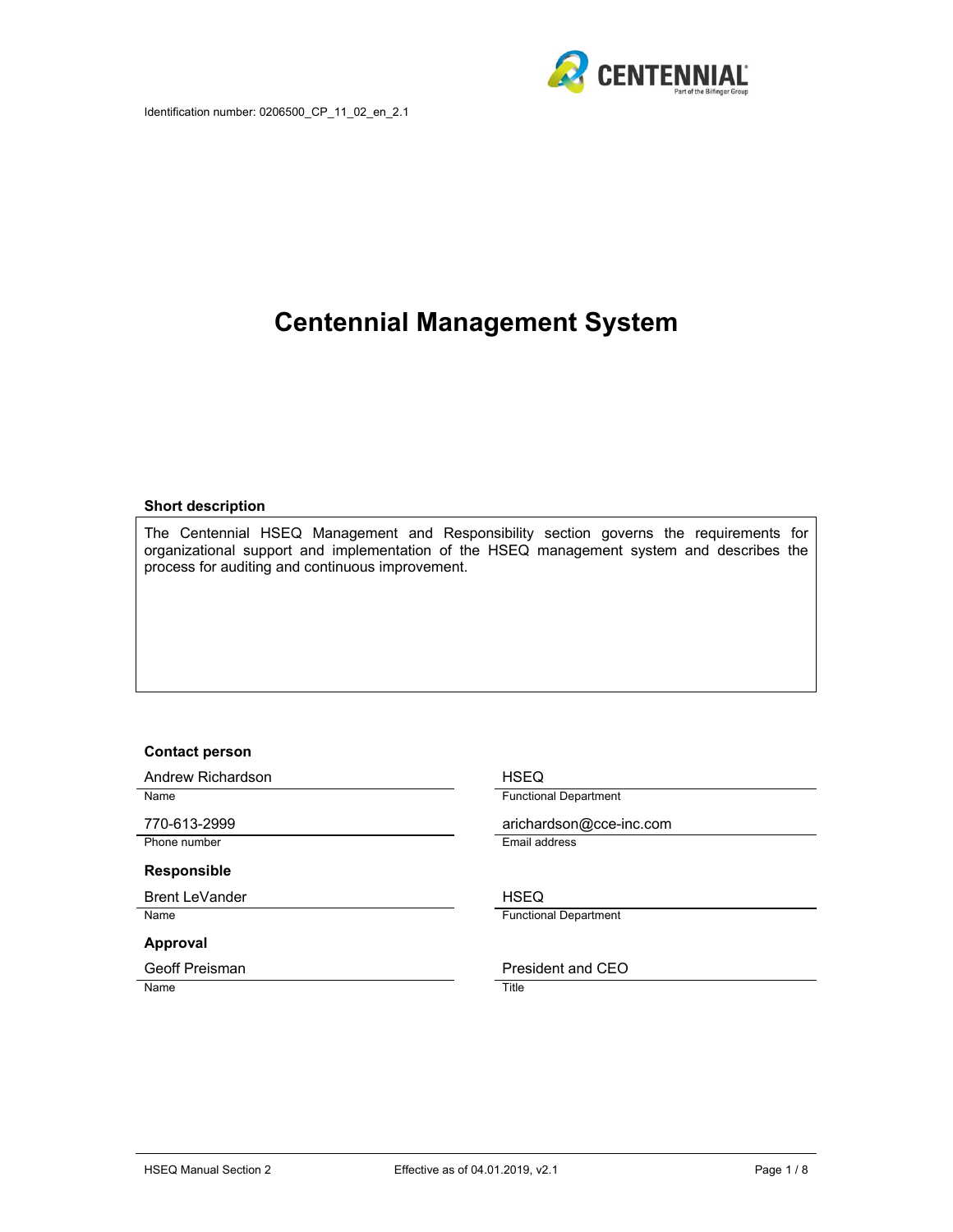Identification number: 0206500_CP_11_02_en_2.1

# Centennial Management System

**Short description**

The Centennial HSEQ Management and Responsibility section governs the requirements for organizational support and implementation of the HSEQ management system and describes the process for auditing and continuous improvement.

**Contact person**

| | |
|---|---|
| Andrew Richardson | HSEQ |
| Name | Functional Department |
| 770-613-2999 | arichardson@cce-inc.com |
| Phone number | Email address |

**Responsible**

| | |
|---|---|
| Brent LeVander | HSEQ |
| Name | Functional Department |

**Approval**

| | |
|---|---|
| Geoff Preisman | President and CEO |
| Name | Title |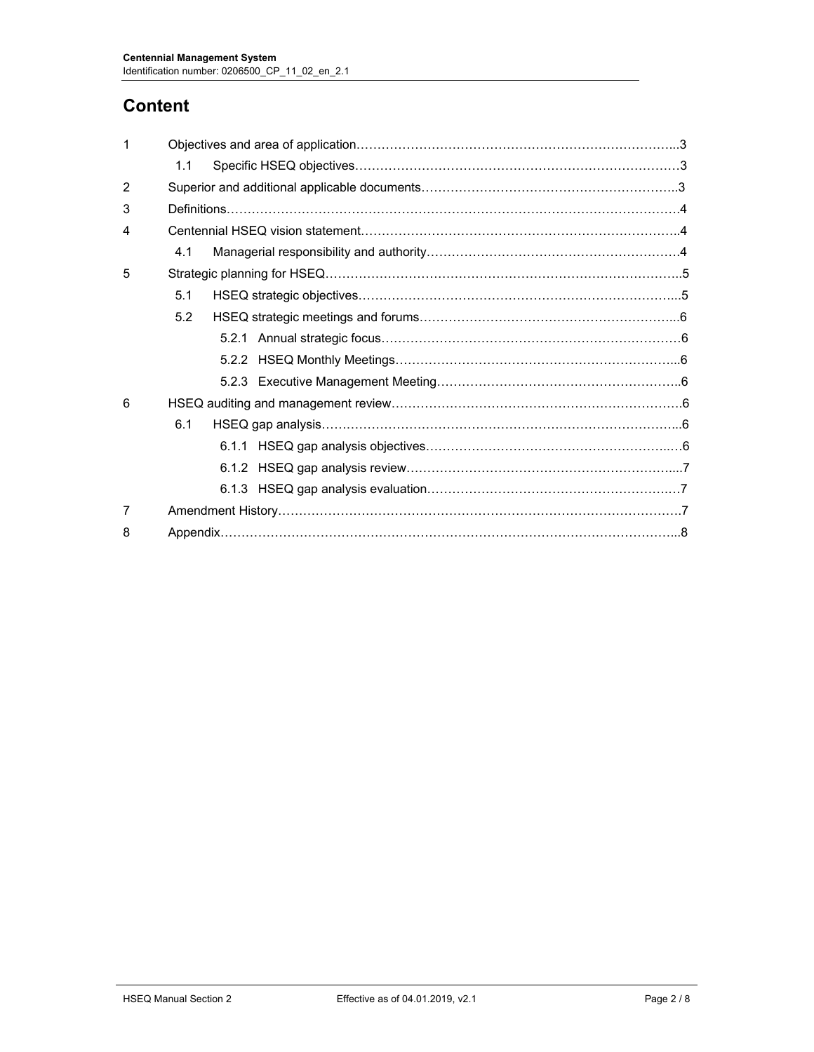# Content

| | | |
|---|---|---|
| 1 | Objectives and area of application | 3 |
| 1.1 | Specific HSEQ objectives | 3 |
| 2 | Superior and additional applicable documents | 3 |
| 3 | Definitions | 4 |
| 4 | Centennial HSEQ vision statement | 4 |
| 4.1 | Managerial responsibility and authority | 4 |
| 5 | Strategic planning for HSEQ | 5 |
| 5.1 | HSEQ strategic objectives | 5 |
| 5.2 | HSEQ strategic meetings and forums | 6 |
| 5.2.1 | Annual strategic focus | 6 |
| 5.2.2 | HSEQ Monthly Meetings | 6 |
| 5.2.3 | Executive Management Meeting | 6 |
| 6 | HSEQ auditing and management review | 6 |
| 6.1 | HSEQ gap analysis | 6 |
| 6.1.1 | HSEQ gap analysis objectives | 6 |
| 6.1.2 | HSEQ gap analysis review | 7 |
| 6.1.3 | HSEQ gap analysis evaluation | 7 |
| 7 | Amendment History | 7 |
| 8 | Appendix | 8 |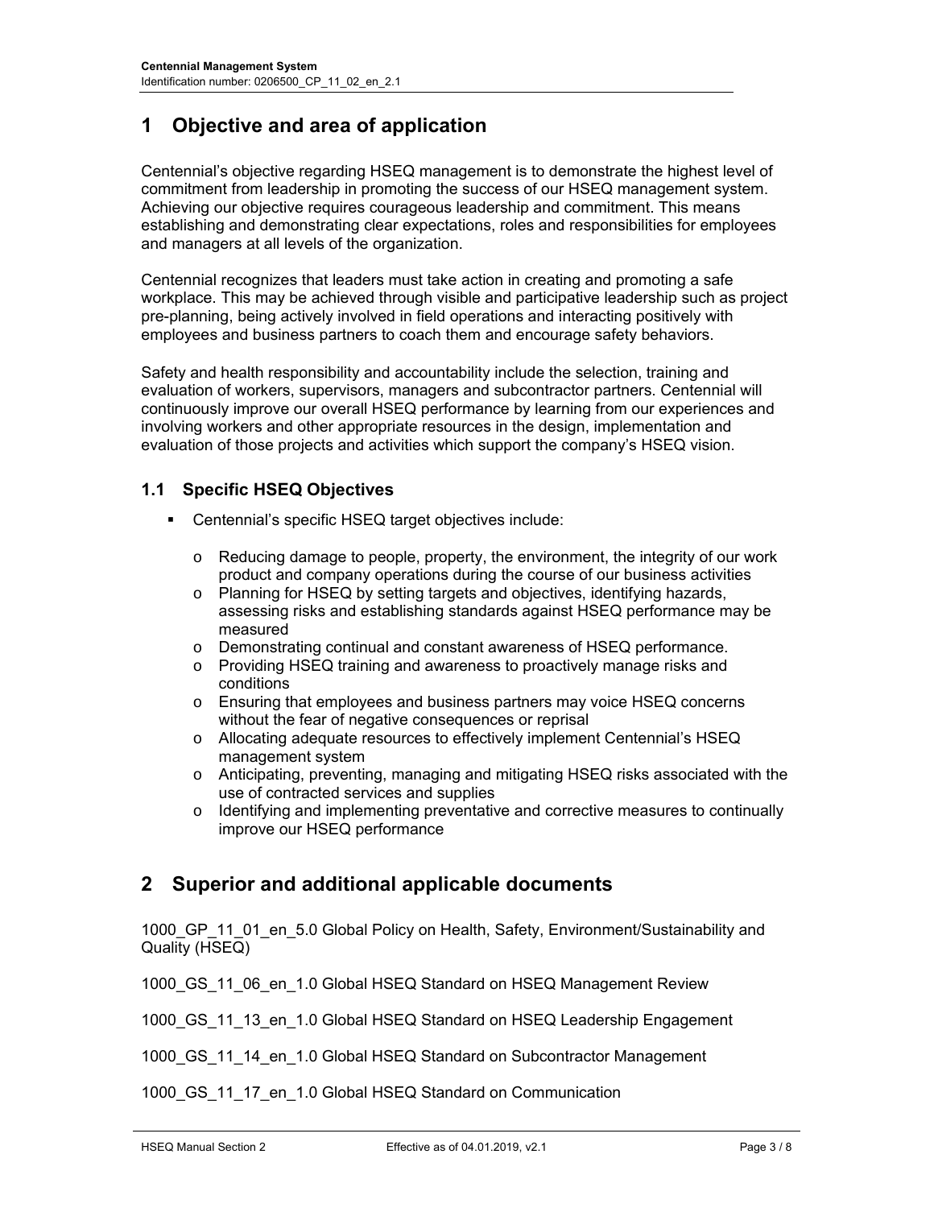# 1 Objective and area of application

Centennial's objective regarding HSEQ management is to demonstrate the highest level of commitment from leadership in promoting the success of our HSEQ management system. Achieving our objective requires courageous leadership and commitment. This means establishing and demonstrating clear expectations, roles and responsibilities for employees and managers at all levels of the organization.

Centennial recognizes that leaders must take action in creating and promoting a safe workplace. This may be achieved through visible and participative leadership such as project pre-planning, being actively involved in field operations and interacting positively with employees and business partners to coach them and encourage safety behaviors.

Safety and health responsibility and accountability include the selection, training and evaluation of workers, supervisors, managers and subcontractor partners. Centennial will continuously improve our overall HSEQ performance by learning from our experiences and involving workers and other appropriate resources in the design, implementation and evaluation of those projects and activities which support the company's HSEQ vision.

## 1.1 Specific HSEQ Objectives

- Centennial's specific HSEQ target objectives include:
  - Reducing damage to people, property, the environment, the integrity of our work product and company operations during the course of our business activities
  - Planning for HSEQ by setting targets and objectives, identifying hazards, assessing risks and establishing standards against HSEQ performance may be measured
  - Demonstrating continual and constant awareness of HSEQ performance.
  - Providing HSEQ training and awareness to proactively manage risks and conditions
  - Ensuring that employees and business partners may voice HSEQ concerns without the fear of negative consequences or reprisal
  - Allocating adequate resources to effectively implement Centennial's HSEQ management system
  - Anticipating, preventing, managing and mitigating HSEQ risks associated with the use of contracted services and supplies
  - Identifying and implementing preventative and corrective measures to continually improve our HSEQ performance

# 2 Superior and additional applicable documents

1000_GP_11_01_en_5.0 Global Policy on Health, Safety, Environment/Sustainability and Quality (HSEQ)

1000_GS_11_06_en_1.0 Global HSEQ Standard on HSEQ Management Review

1000_GS_11_13_en_1.0 Global HSEQ Standard on HSEQ Leadership Engagement

1000_GS_11_14_en_1.0 Global HSEQ Standard on Subcontractor Management

1000_GS_11_17_en_1.0 Global HSEQ Standard on Communication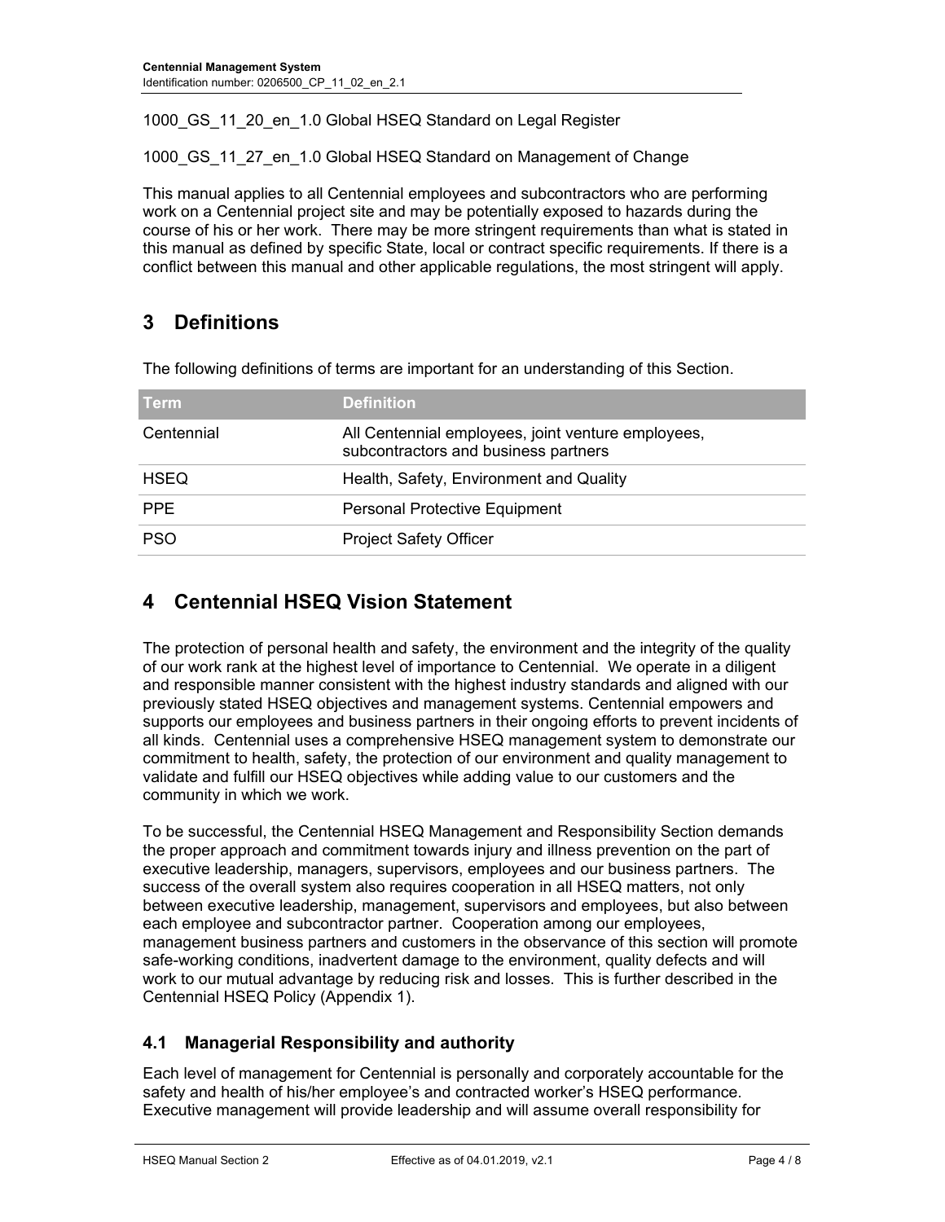1000_GS_11_20_en_1.0 Global HSEQ Standard on Legal Register

1000_GS_11_27_en_1.0 Global HSEQ Standard on Management of Change

This manual applies to all Centennial employees and subcontractors who are performing work on a Centennial project site and may be potentially exposed to hazards during the course of his or her work. There may be more stringent requirements than what is stated in this manual as defined by specific State, local or contract specific requirements. If there is a conflict between this manual and other applicable regulations, the most stringent will apply.

# 3 Definitions

The following definitions of terms are important for an understanding of this Section.

| Term | Definition |
|---|---|
| Centennial | All Centennial employees, joint venture employees, subcontractors and business partners |
| HSEQ | Health, Safety, Environment and Quality |
| PPE | Personal Protective Equipment |
| PSO | Project Safety Officer |

# 4 Centennial HSEQ Vision Statement

The protection of personal health and safety, the environment and the integrity of the quality of our work rank at the highest level of importance to Centennial. We operate in a diligent and responsible manner consistent with the highest industry standards and aligned with our previously stated HSEQ objectives and management systems. Centennial empowers and supports our employees and business partners in their ongoing efforts to prevent incidents of all kinds. Centennial uses a comprehensive HSEQ management system to demonstrate our commitment to health, safety, the protection of our environment and quality management to validate and fulfill our HSEQ objectives while adding value to our customers and the community in which we work.

To be successful, the Centennial HSEQ Management and Responsibility Section demands the proper approach and commitment towards injury and illness prevention on the part of executive leadership, managers, supervisors, employees and our business partners. The success of the overall system also requires cooperation in all HSEQ matters, not only between executive leadership, management, supervisors and employees, but also between each employee and subcontractor partner. Cooperation among our employees, management business partners and customers in the observance of this section will promote safe-working conditions, inadvertent damage to the environment, quality defects and will work to our mutual advantage by reducing risk and losses. This is further described in the Centennial HSEQ Policy (Appendix 1).

## 4.1 Managerial Responsibility and authority

Each level of management for Centennial is personally and corporately accountable for the safety and health of his/her employee's and contracted worker's HSEQ performance. Executive management will provide leadership and will assume overall responsibility for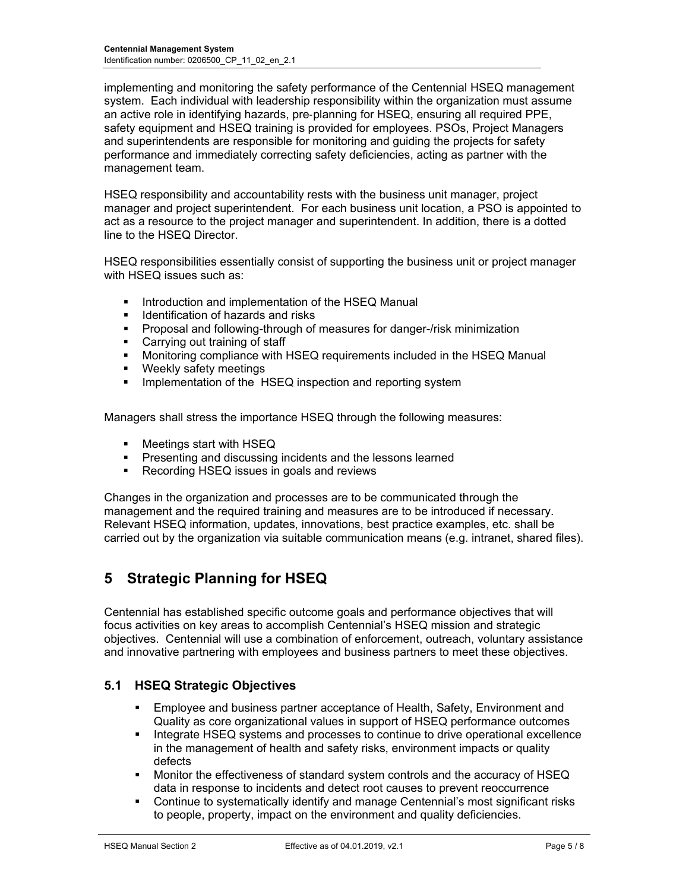implementing and monitoring the safety performance of the Centennial HSEQ management system. Each individual with leadership responsibility within the organization must assume an active role in identifying hazards, pre-planning for HSEQ, ensuring all required PPE, safety equipment and HSEQ training is provided for employees. PSOs, Project Managers and superintendents are responsible for monitoring and guiding the projects for safety performance and immediately correcting safety deficiencies, acting as partner with the management team.

HSEQ responsibility and accountability rests with the business unit manager, project manager and project superintendent. For each business unit location, a PSO is appointed to act as a resource to the project manager and superintendent. In addition, there is a dotted line to the HSEQ Director.

HSEQ responsibilities essentially consist of supporting the business unit or project manager with HSEQ issues such as:

- Introduction and implementation of the HSEQ Manual
- Identification of hazards and risks
- Proposal and following-through of measures for danger-/risk minimization
- Carrying out training of staff
- Monitoring compliance with HSEQ requirements included in the HSEQ Manual
- Weekly safety meetings
- Implementation of the HSEQ inspection and reporting system

Managers shall stress the importance HSEQ through the following measures:

- Meetings start with HSEQ
- Presenting and discussing incidents and the lessons learned
- Recording HSEQ issues in goals and reviews

Changes in the organization and processes are to be communicated through the management and the required training and measures are to be introduced if necessary. Relevant HSEQ information, updates, innovations, best practice examples, etc. shall be carried out by the organization via suitable communication means (e.g. intranet, shared files).

# 5 Strategic Planning for HSEQ

Centennial has established specific outcome goals and performance objectives that will focus activities on key areas to accomplish Centennial's HSEQ mission and strategic objectives. Centennial will use a combination of enforcement, outreach, voluntary assistance and innovative partnering with employees and business partners to meet these objectives.

## 5.1 HSEQ Strategic Objectives

- Employee and business partner acceptance of Health, Safety, Environment and Quality as core organizational values in support of HSEQ performance outcomes
- Integrate HSEQ systems and processes to continue to drive operational excellence in the management of health and safety risks, environment impacts or quality defects
- Monitor the effectiveness of standard system controls and the accuracy of HSEQ data in response to incidents and detect root causes to prevent reoccurrence
- Continue to systematically identify and manage Centennial's most significant risks to people, property, impact on the environment and quality deficiencies.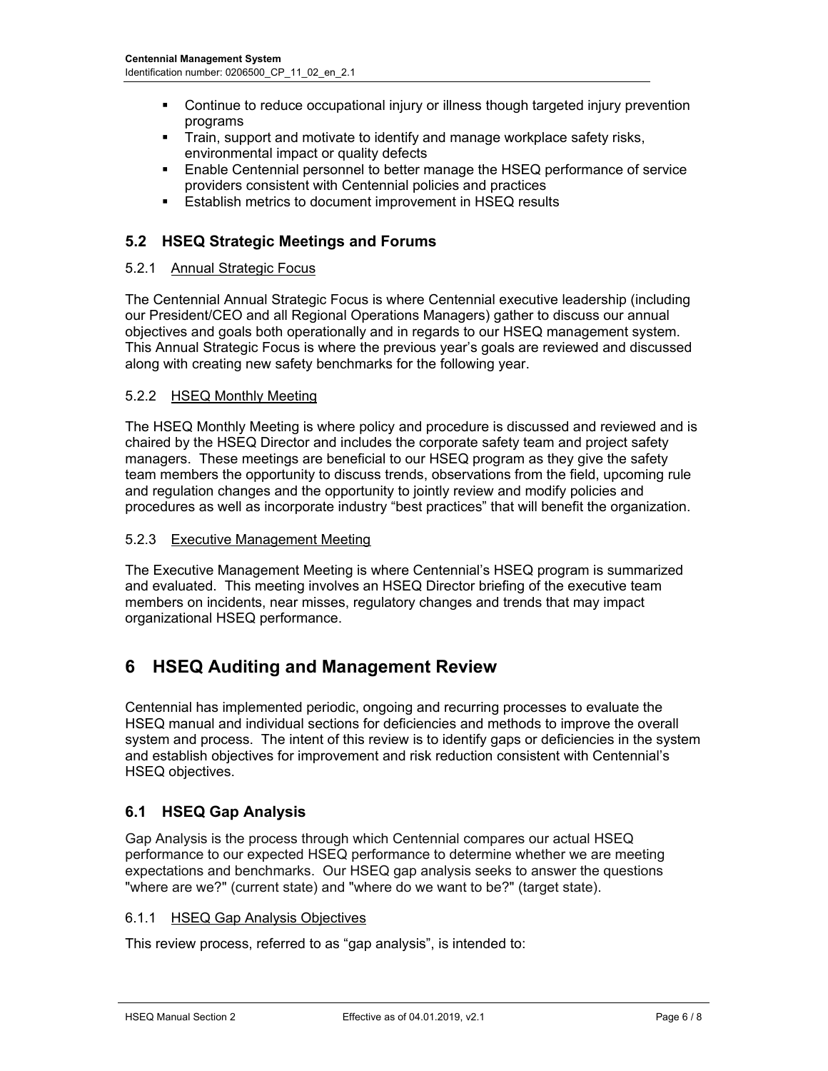- Continue to reduce occupational injury or illness though targeted injury prevention programs
- Train, support and motivate to identify and manage workplace safety risks, environmental impact or quality defects
- Enable Centennial personnel to better manage the HSEQ performance of service providers consistent with Centennial policies and practices
- Establish metrics to document improvement in HSEQ results

## 5.2 HSEQ Strategic Meetings and Forums

### 5.2.1 Annual Strategic Focus

The Centennial Annual Strategic Focus is where Centennial executive leadership (including our President/CEO and all Regional Operations Managers) gather to discuss our annual objectives and goals both operationally and in regards to our HSEQ management system. This Annual Strategic Focus is where the previous year's goals are reviewed and discussed along with creating new safety benchmarks for the following year.

### 5.2.2 HSEQ Monthly Meeting

The HSEQ Monthly Meeting is where policy and procedure is discussed and reviewed and is chaired by the HSEQ Director and includes the corporate safety team and project safety managers. These meetings are beneficial to our HSEQ program as they give the safety team members the opportunity to discuss trends, observations from the field, upcoming rule and regulation changes and the opportunity to jointly review and modify policies and procedures as well as incorporate industry "best practices" that will benefit the organization.

### 5.2.3 Executive Management Meeting

The Executive Management Meeting is where Centennial's HSEQ program is summarized and evaluated. This meeting involves an HSEQ Director briefing of the executive team members on incidents, near misses, regulatory changes and trends that may impact organizational HSEQ performance.

# 6 HSEQ Auditing and Management Review

Centennial has implemented periodic, ongoing and recurring processes to evaluate the HSEQ manual and individual sections for deficiencies and methods to improve the overall system and process. The intent of this review is to identify gaps or deficiencies in the system and establish objectives for improvement and risk reduction consistent with Centennial's HSEQ objectives.

## 6.1 HSEQ Gap Analysis

Gap Analysis is the process through which Centennial compares our actual HSEQ performance to our expected HSEQ performance to determine whether we are meeting expectations and benchmarks. Our HSEQ gap analysis seeks to answer the questions "where are we?" (current state) and "where do we want to be?" (target state).

### 6.1.1 HSEQ Gap Analysis Objectives

This review process, referred to as "gap analysis", is intended to: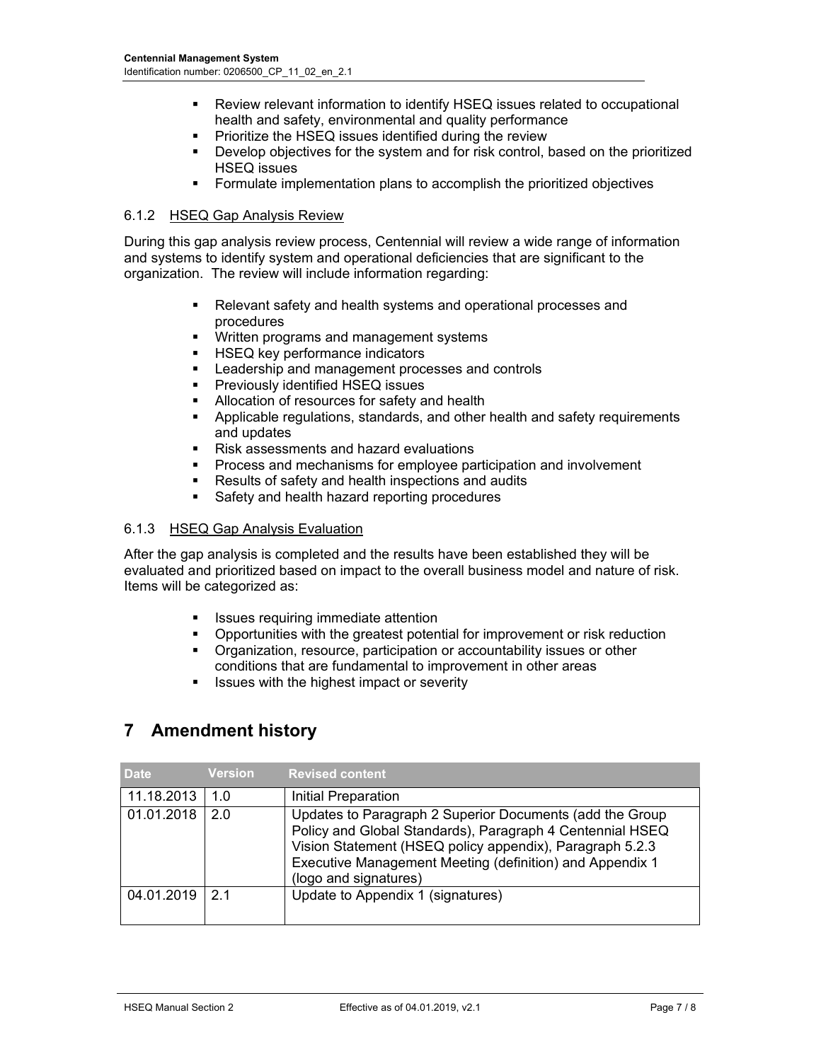- Review relevant information to identify HSEQ issues related to occupational health and safety, environmental and quality performance
- Prioritize the HSEQ issues identified during the review
- Develop objectives for the system and for risk control, based on the prioritized HSEQ issues
- Formulate implementation plans to accomplish the prioritized objectives

### 6.1.2 HSEQ Gap Analysis Review

During this gap analysis review process, Centennial will review a wide range of information and systems to identify system and operational deficiencies that are significant to the organization. The review will include information regarding:

- Relevant safety and health systems and operational processes and procedures
- Written programs and management systems
- HSEQ key performance indicators
- Leadership and management processes and controls
- Previously identified HSEQ issues
- Allocation of resources for safety and health
- Applicable regulations, standards, and other health and safety requirements and updates
- Risk assessments and hazard evaluations
- Process and mechanisms for employee participation and involvement
- Results of safety and health inspections and audits
- Safety and health hazard reporting procedures

### 6.1.3 HSEQ Gap Analysis Evaluation

After the gap analysis is completed and the results have been established they will be evaluated and prioritized based on impact to the overall business model and nature of risk. Items will be categorized as:

- Issues requiring immediate attention
- Opportunities with the greatest potential for improvement or risk reduction
- Organization, resource, participation or accountability issues or other conditions that are fundamental to improvement in other areas
- Issues with the highest impact or severity

# 7 Amendment history

| Date | Version | Revised content |
|---|---|---|
| 11.18.2013 | 1.0 | Initial Preparation |
| 01.01.2018 | 2.0 | Updates to Paragraph 2 Superior Documents (add the Group Policy and Global Standards), Paragraph 4 Centennial HSEQ Vision Statement (HSEQ policy appendix), Paragraph 5.2.3 Executive Management Meeting (definition) and Appendix 1 (logo and signatures) |
| 04.01.2019 | 2.1 | Update to Appendix 1 (signatures) |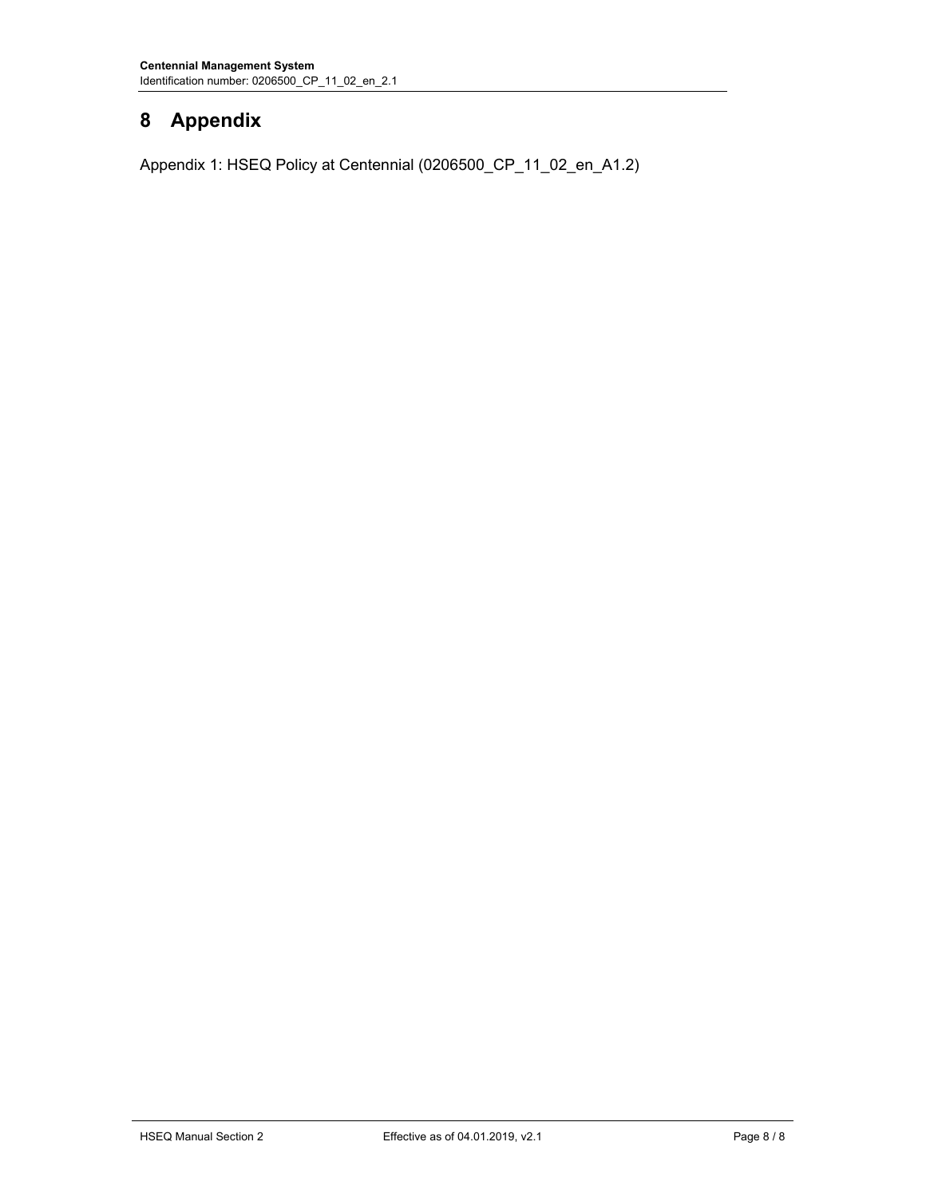# 8 Appendix

Appendix 1: HSEQ Policy at Centennial (0206500_CP_11_02_en_A1.2)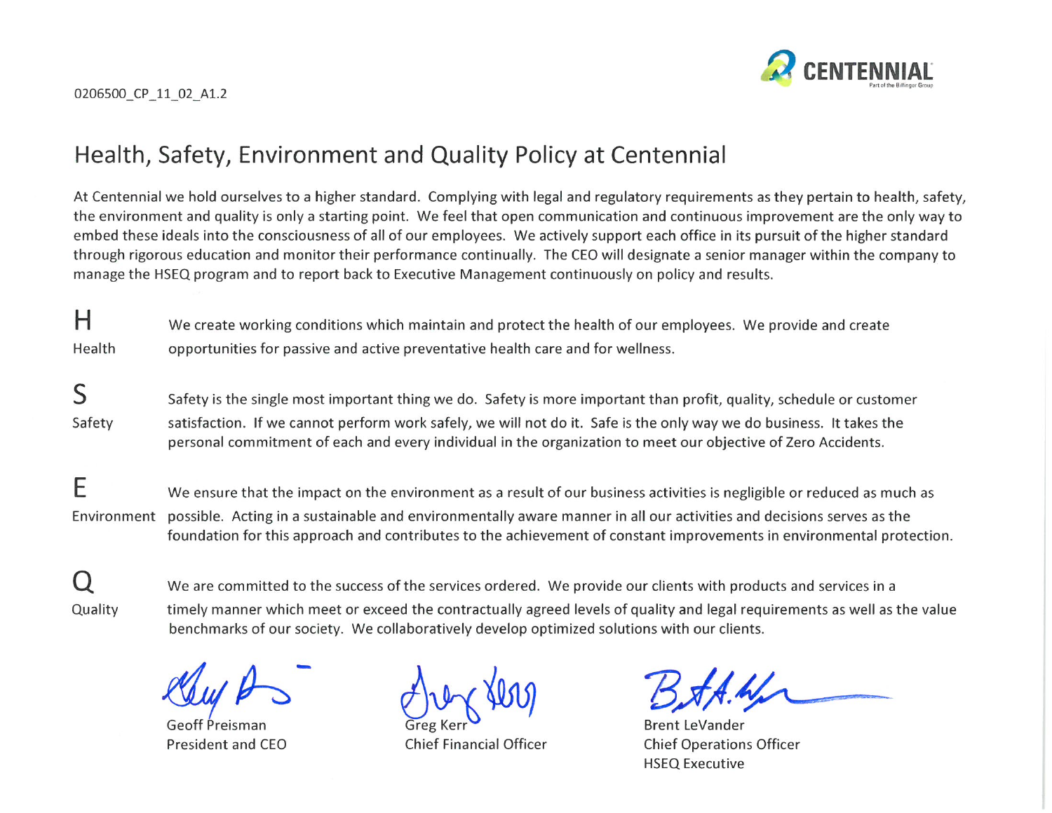0206500_CP_11_02_A1.2

CENTENNIAL
Part of the Bilfinger Group

# Health, Safety, Environment and Quality Policy at Centennial

At Centennial we hold ourselves to a higher standard. Complying with legal and regulatory requirements as they pertain to health, safety, the environment and quality is only a starting point. We feel that open communication and continuous improvement are the only way to embed these ideals into the consciousness of all of our employees. We actively support each office in its pursuit of the higher standard through rigorous education and monitor their performance continually. The CEO will designate a senior manager within the company to manage the HSEQ program and to report back to Executive Management continuously on policy and results.

**H**
Health

We create working conditions which maintain and protect the health of our employees. We provide and create opportunities for passive and active preventative health care and for wellness.

**S**
Safety

Safety is the single most important thing we do. Safety is more important than profit, quality, schedule or customer satisfaction. If we cannot perform work safely, we will not do it. Safe is the only way we do business. It takes the personal commitment of each and every individual in the organization to meet our objective of Zero Accidents.

**E**
Environment

We ensure that the impact on the environment as a result of our business activities is negligible or reduced as much as possible. Acting in a sustainable and environmentally aware manner in all our activities and decisions serves as the foundation for this approach and contributes to the achievement of constant improvements in environmental protection.

**Q**
Quality

We are committed to the success of the services ordered. We provide our clients with products and services in a timely manner which meet or exceed the contractually agreed levels of quality and legal requirements as well as the value benchmarks of our society. We collaboratively develop optimized solutions with our clients.

Geoff Preisman
President and CEO

Greg Kerr
Chief Financial Officer

Brent LeVander
Chief Operations Officer
HSEQ Executive